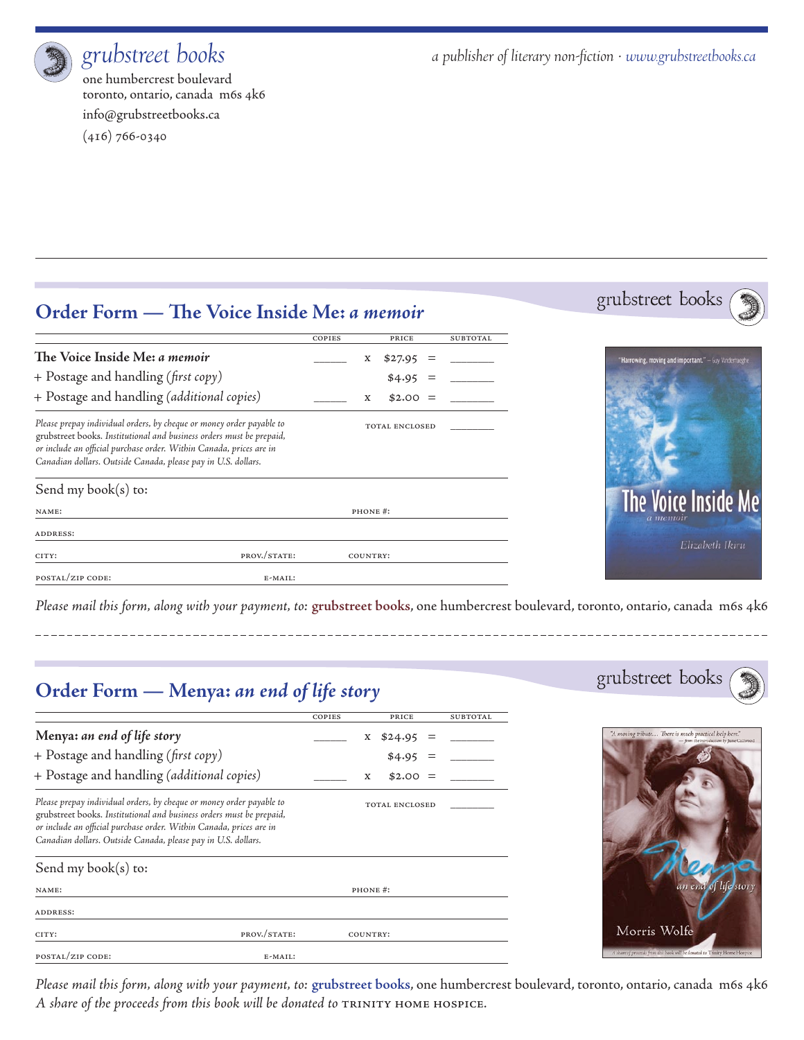# grubstreet books

one humbercrest boulevard
toronto, ontario, canada m6s 4k6
info@grubstreetbooks.ca
(416) 766-0340

*a publisher of literary non-fiction · www.grubstreetbooks.ca*

---

## Order Form — The Voice Inside Me: *a memoir*

grubstreet books

| | COPIES | | PRICE | | SUBTOTAL |
|---|---|---|---|---|---|
| **The Voice Inside Me:** ***a memoir*** | _____ | x | $27.95 | = | _______ |
| + Postage and handling (*first copy*) | | | $4.95 | = | _______ |
| + Postage and handling (*additional copies*) | _____ | x | $2.00 | = | _______ |
| | | | TOTAL ENCLOSED | | _______ |

*Please prepay individual orders, by cheque or money order payable to* grubstreet books. *Institutional and business orders must be prepaid, or include an official purchase order. Within Canada, prices are in Canadian dollars. Outside Canada, please pay in U.S. dollars.*

Send my book(s) to:

NAME: PHONE #:

ADDRESS:

CITY: PROV./STATE: COUNTRY:

POSTAL/ZIP CODE: E-MAIL:

"Harrowing, moving and important." — Guy Vanderhaeghe

The Voice Inside Me
*a memoir*
*Elizabeth Ikiru*

*Please mail this form, along with your payment, to:* **grubstreet books**, one humbercrest boulevard, toronto, ontario, canada m6s 4k6

---

## Order Form — Menya: *an end of life story*

grubstreet books

| | COPIES | | PRICE | | SUBTOTAL |
|---|---|---|---|---|---|
| **Menya:** ***an end of life story*** | _____ | x | $24.95 | = | _______ |
| + Postage and handling (*first copy*) | | | $4.95 | = | _______ |
| + Postage and handling (*additional copies*) | _____ | x | $2.00 | = | _______ |
| | | | TOTAL ENCLOSED | | _______ |

*Please prepay individual orders, by cheque or money order payable to* grubstreet books. *Institutional and business orders must be prepaid, or include an official purchase order. Within Canada, prices are in Canadian dollars. Outside Canada, please pay in U.S. dollars.*

Send my book(s) to:

NAME: PHONE #:

ADDRESS:

CITY: PROV./STATE: COUNTRY:

POSTAL/ZIP CODE: E-MAIL:

*"A moving tribute… There is much practical help here." — from the introduction by June Callwood*

Menya
*an end of life story*
Morris Wolfe

*A share of proceeds from this book will be donated to Trinity Home Hospice*

*Please mail this form, along with your payment, to:* **grubstreet books**, one humbercrest boulevard, toronto, ontario, canada m6s 4k6
*A share of the proceeds from this book will be donated to* TRINITY HOME HOSPICE.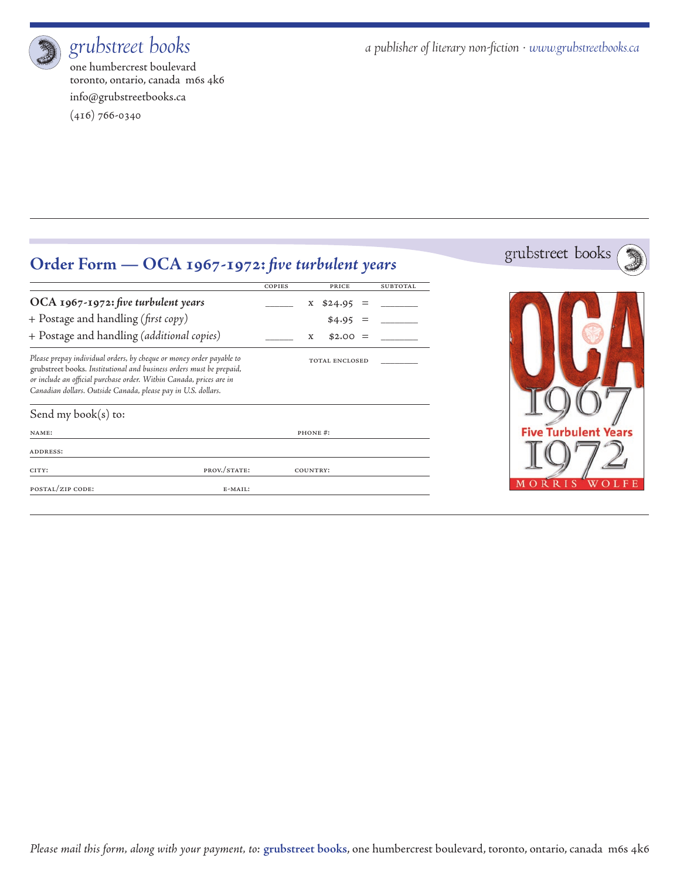*grubstreet books*

one humbercrest boulevard
toronto, ontario, canada m6s 4k6
info@grubstreetbooks.ca
(416) 766-0340

*a publisher of literary non-fiction · www.grubstreetbooks.ca*

grubstreet books

## Order Form — OCA 1967-1972: *five turbulent years*

| | COPIES | PRICE | SUBTOTAL |
|---|---|---|---|
| **OCA 1967-1972: *five turbulent years*** | _____ | x $24.95 = | _______ |
| + Postage and handling (*first copy*) | | $4.95 = | _______ |
| + Postage and handling (*additional copies*) | _____ | x $2.00 = | _______ |
| | | TOTAL ENCLOSED | _______ |

*Please prepay individual orders, by cheque or money order payable to* grubstreet books. *Institutional and business orders must be prepaid, or include an official purchase order. Within Canada, prices are in Canadian dollars. Outside Canada, please pay in U.S. dollars.*

Send my book(s) to:

NAME: PHONE #:

ADDRESS:

CITY: PROV./STATE: COUNTRY:

POSTAL/ZIP CODE: E-MAIL:

OCA 1967 Five Turbulent Years 1972
MORRIS WOLFE

*Please mail this form, along with your payment, to:* **grubstreet books**, one humbercrest boulevard, toronto, ontario, canada m6s 4k6